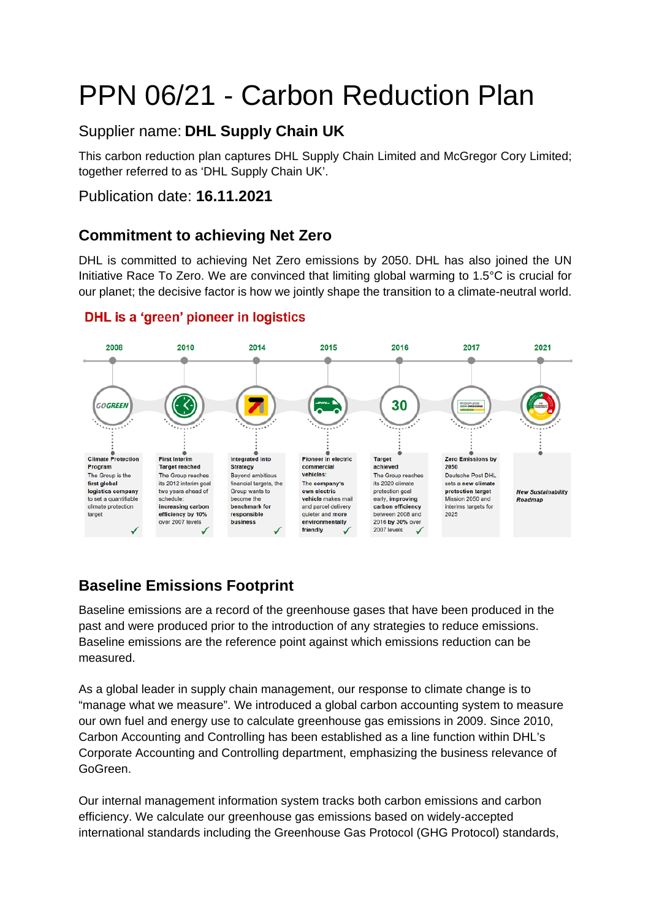# PPN 06/21 - Carbon Reduction Plan

## Supplier name: **DHL Supply Chain UK**

This carbon reduction plan captures DHL Supply Chain Limited and McGregor Cory Limited; together referred to as 'DHL Supply Chain UK'.

## Publication date: **16.11.2021**

## Commitment to achieving Net Zero

DHL is committed to achieving Net Zero emissions by 2050. DHL has also joined the UN Initiative Race To Zero. We are convinced that limiting global warming to 1.5°C is crucial for our planet; the decisive factor is how we jointly shape the transition to a climate-neutral world.

**DHL is a 'green' pioneer in logistics**

**2008** – GOGREEN – **Climate Protection Program**: The Group is the **first global logistics company** to set a quantifiable climate protection target ✓

**2010** – **First Interim Target reached**: The Group reaches its 2012 interim goal two years ahead of schedule: **increasing carbon efficiency by 10%** over 2007 levels ✓

**2014** – **Integrated into Strategy**: Beyond ambitious financial targets, the Group wants to become the **benchmark for responsible business** ✓

**2015** – **Pioneer in electric commercial vehicles**: The **company's own electric vehicle** makes mail and parcel delivery quieter and more **environmentally friendly** ✓

**2016** – 30 – **Target achieved**: The Group reaches its 2020 climate protection goal early, **improving carbon efficiency** between 2008 and 2016 **by 30%** over 2007 levels ✓

**2017** – **Zero Emissions by 2050**: Deutsche Post DHL sets **a new climate protection target** Mission 2050 and interims targets for 2025

**2021** – ***New Sustainability Roadmap***

## Baseline Emissions Footprint

Baseline emissions are a record of the greenhouse gases that have been produced in the past and were produced prior to the introduction of any strategies to reduce emissions. Baseline emissions are the reference point against which emissions reduction can be measured.

As a global leader in supply chain management, our response to climate change is to "manage what we measure". We introduced a global carbon accounting system to measure our own fuel and energy use to calculate greenhouse gas emissions in 2009. Since 2010, Carbon Accounting and Controlling has been established as a line function within DHL's Corporate Accounting and Controlling department, emphasizing the business relevance of GoGreen.

Our internal management information system tracks both carbon emissions and carbon efficiency. We calculate our greenhouse gas emissions based on widely-accepted international standards including the Greenhouse Gas Protocol (GHG Protocol) standards,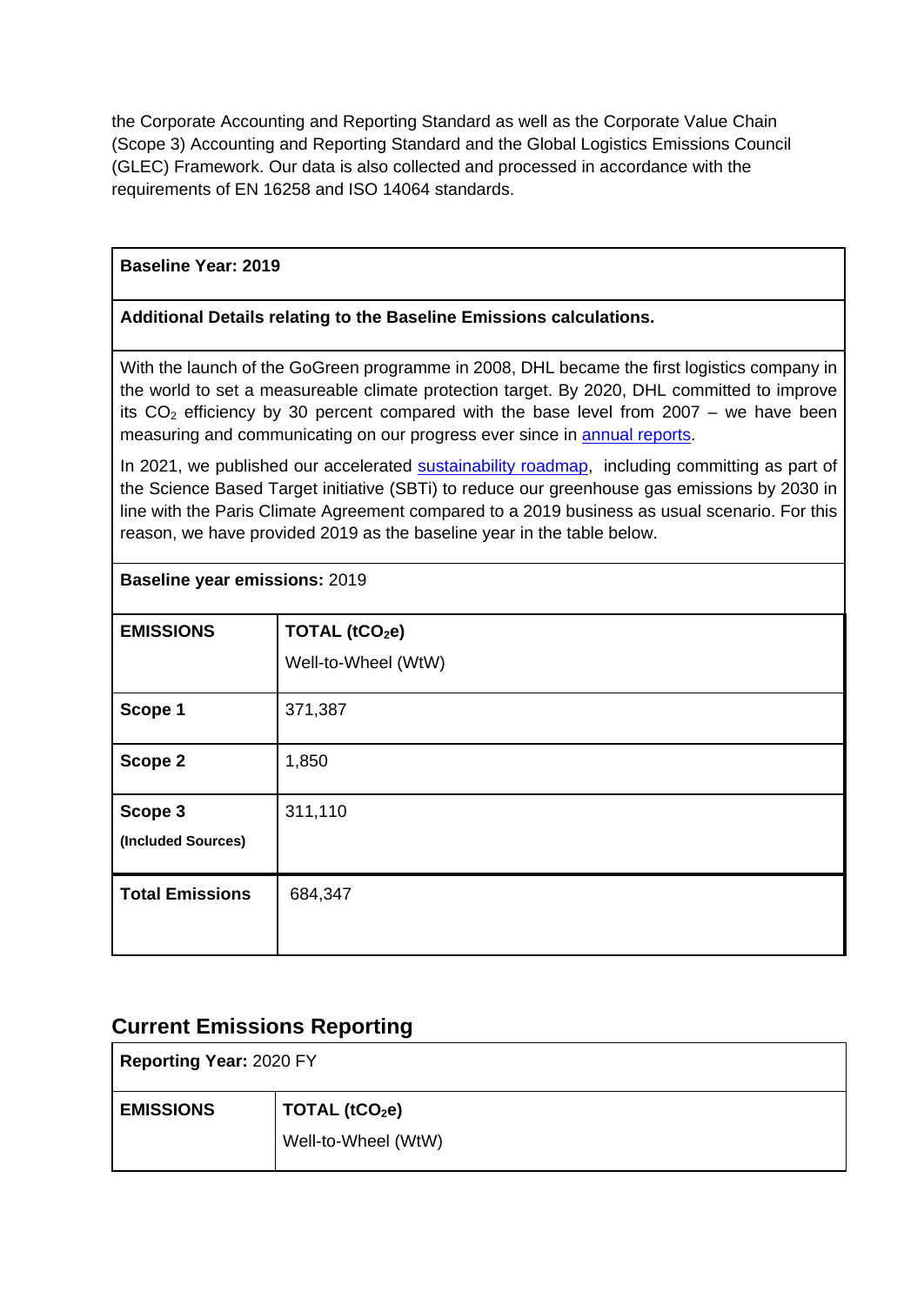the Corporate Accounting and Reporting Standard as well as the Corporate Value Chain (Scope 3) Accounting and Reporting Standard and the Global Logistics Emissions Council (GLEC) Framework. Our data is also collected and processed in accordance with the requirements of EN 16258 and ISO 14064 standards.

| **Baseline Year: 2019** | |
|---|---|
| **Additional Details relating to the Baseline Emissions calculations.** | |
| With the launch of the GoGreen programme in 2008, DHL became the first logistics company in the world to set a measureable climate protection target. By 2020, DHL committed to improve its $CO_2$ efficiency by 30 percent compared with the base level from 2007 – we have been measuring and communicating on our progress ever since in annual reports.<br><br>In 2021, we published our accelerated sustainability roadmap, including committing as part of the Science Based Target initiative (SBTi) to reduce our greenhouse gas emissions by 2030 in line with the Paris Climate Agreement compared to a 2019 business as usual scenario. For this reason, we have provided 2019 as the baseline year in the table below. | |
| **Baseline year emissions:** 2019 | |
| **EMISSIONS** | **TOTAL ($tCO_2e$)**<br>Well-to-Wheel (WtW) |
| **Scope 1** | 371,387 |
| **Scope 2** | 1,850 |
| **Scope 3**<br>**(Included Sources)** | 311,110 |
| **Total Emissions** | 684,347 |

## Current Emissions Reporting

| **Reporting Year:** 2020 FY | |
|---|---|
| **EMISSIONS** | **TOTAL ($tCO_2e$)**<br>Well-to-Wheel (WtW) |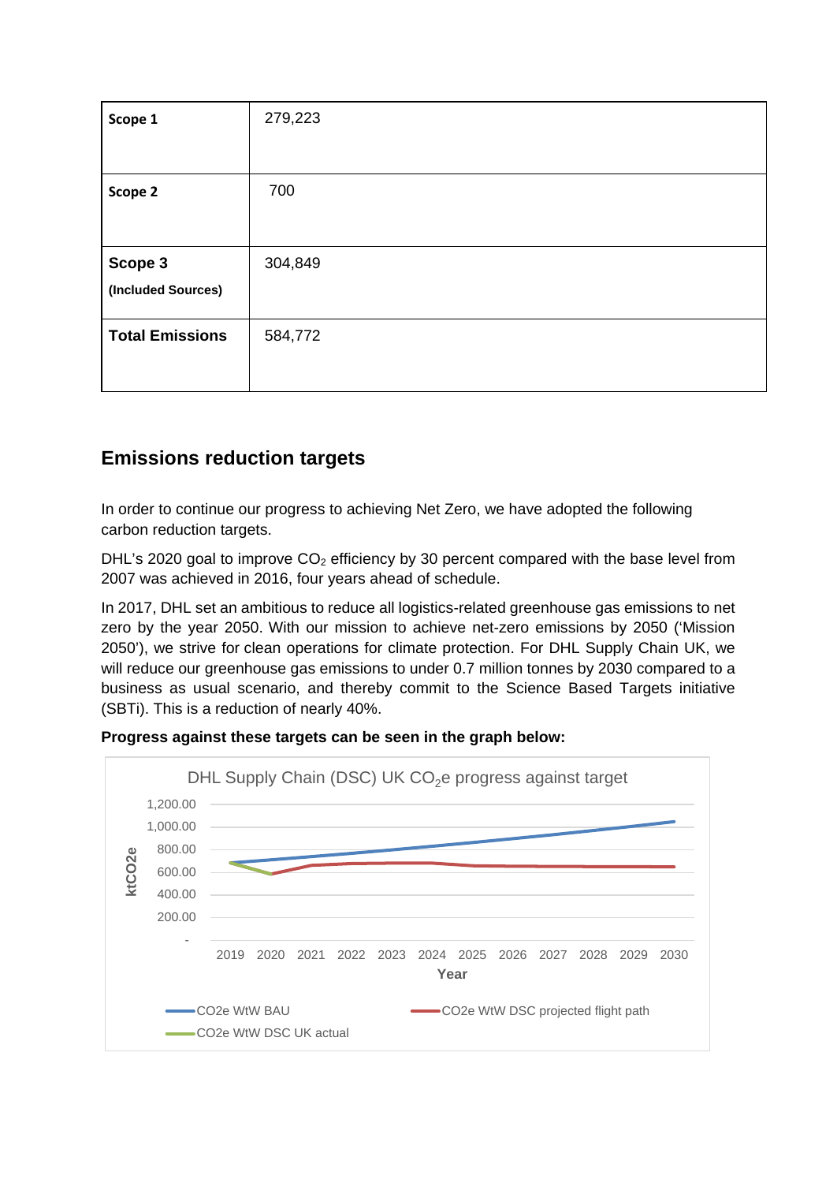| Scope 1 | 279,223 |
| --- | --- |
| Scope 2 | 700 |
| Scope 3 (Included Sources) | 304,849 |
| Total Emissions | 584,772 |

## Emissions reduction targets

In order to continue our progress to achieving Net Zero, we have adopted the following carbon reduction targets.

DHL's 2020 goal to improve $CO_2$ efficiency by 30 percent compared with the base level from 2007 was achieved in 2016, four years ahead of schedule.

In 2017, DHL set an ambitious to reduce all logistics-related greenhouse gas emissions to net zero by the year 2050. With our mission to achieve net-zero emissions by 2050 ('Mission 2050'), we strive for clean operations for climate protection. For DHL Supply Chain UK, we will reduce our greenhouse gas emissions to under 0.7 million tonnes by 2030 compared to a business as usual scenario, and thereby commit to the Science Based Targets initiative (SBTi). This is a reduction of nearly 40%.

**Progress against these targets can be seen in the graph below:**

DHL Supply Chain (DSC) UK $CO_2$e progress against target

- CO2e WtW BAU
- CO2e WtW DSC projected flight path
- CO2e WtW DSC UK actual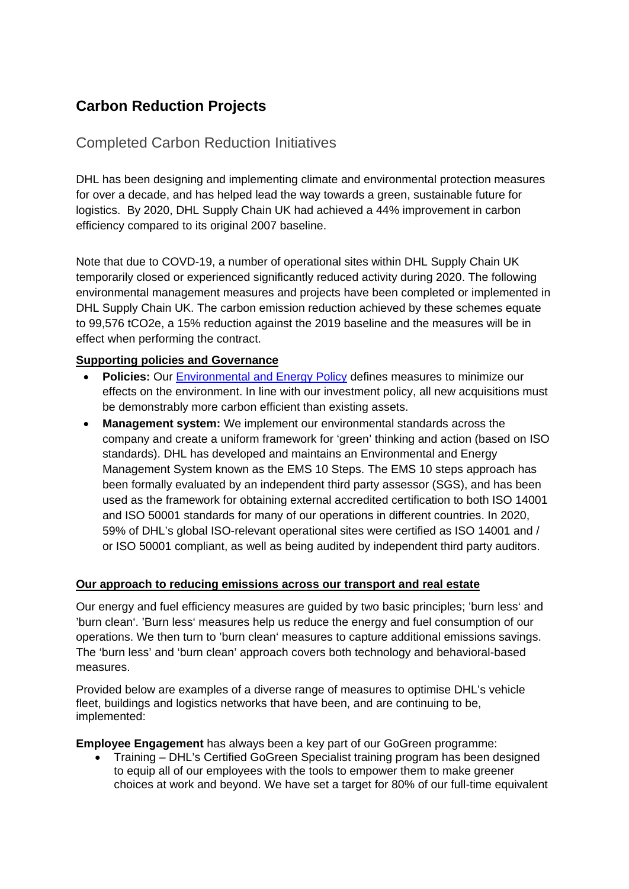# Carbon Reduction Projects

## Completed Carbon Reduction Initiatives

DHL has been designing and implementing climate and environmental protection measures for over a decade, and has helped lead the way towards a green, sustainable future for logistics. By 2020, DHL Supply Chain UK had achieved a 44% improvement in carbon efficiency compared to its original 2007 baseline.

Note that due to COVID-19, a number of operational sites within DHL Supply Chain UK temporarily closed or experienced significantly reduced activity during 2020. The following environmental management measures and projects have been completed or implemented in DHL Supply Chain UK. The carbon emission reduction achieved by these schemes equate to 99,576 tCO2e, a 15% reduction against the 2019 baseline and the measures will be in effect when performing the contract.

**Supporting policies and Governance**

- **Policies:** Our Environmental and Energy Policy defines measures to minimize our effects on the environment. In line with our investment policy, all new acquisitions must be demonstrably more carbon efficient than existing assets.
- **Management system:** We implement our environmental standards across the company and create a uniform framework for 'green' thinking and action (based on ISO standards). DHL has developed and maintains an Environmental and Energy Management System known as the EMS 10 Steps. The EMS 10 steps approach has been formally evaluated by an independent third party assessor (SGS), and has been used as the framework for obtaining external accredited certification to both ISO 14001 and ISO 50001 standards for many of our operations in different countries. In 2020, 59% of DHL's global ISO-relevant operational sites were certified as ISO 14001 and / or ISO 50001 compliant, as well as being audited by independent third party auditors.

**Our approach to reducing emissions across our transport and real estate**

Our energy and fuel efficiency measures are guided by two basic principles; 'burn less' and 'burn clean'. 'Burn less' measures help us reduce the energy and fuel consumption of our operations. We then turn to 'burn clean' measures to capture additional emissions savings. The 'burn less' and 'burn clean' approach covers both technology and behavioral-based measures.

Provided below are examples of a diverse range of measures to optimise DHL's vehicle fleet, buildings and logistics networks that have been, and are continuing to be, implemented:

**Employee Engagement** has always been a key part of our GoGreen programme:

- Training – DHL's Certified GoGreen Specialist training program has been designed to equip all of our employees with the tools to empower them to make greener choices at work and beyond. We have set a target for 80% of our full-time equivalent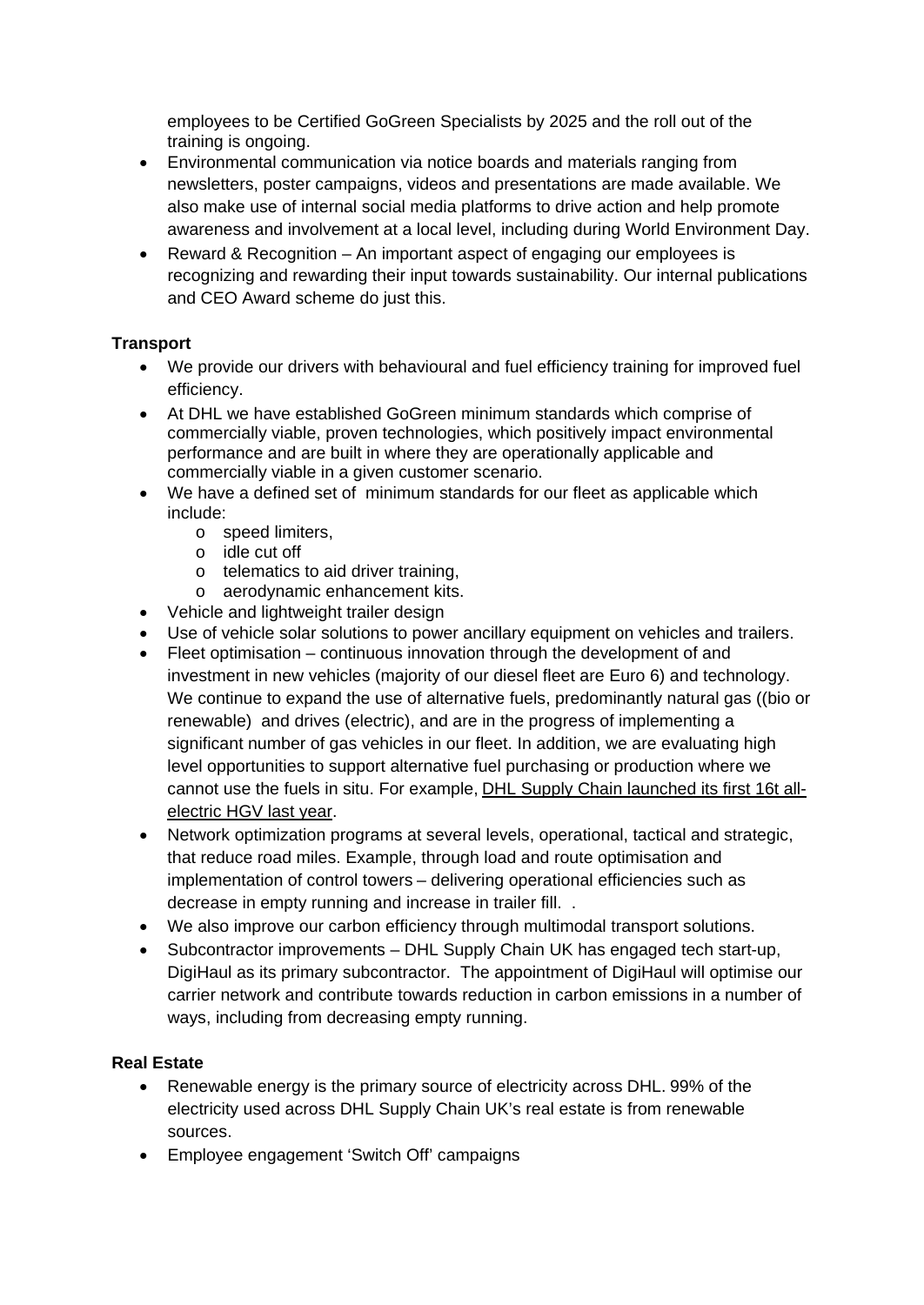employees to be Certified GoGreen Specialists by 2025 and the roll out of the training is ongoing.

- Environmental communication via notice boards and materials ranging from newsletters, poster campaigns, videos and presentations are made available. We also make use of internal social media platforms to drive action and help promote awareness and involvement at a local level, including during World Environment Day.
- Reward & Recognition – An important aspect of engaging our employees is recognizing and rewarding their input towards sustainability. Our internal publications and CEO Award scheme do just this.

**Transport**

- We provide our drivers with behavioural and fuel efficiency training for improved fuel efficiency.
- At DHL we have established GoGreen minimum standards which comprise of commercially viable, proven technologies, which positively impact environmental performance and are built in where they are operationally applicable and commercially viable in a given customer scenario.
- We have a defined set of minimum standards for our fleet as applicable which include:
  - speed limiters,
  - idle cut off
  - telematics to aid driver training,
  - aerodynamic enhancement kits.
- Vehicle and lightweight trailer design
- Use of vehicle solar solutions to power ancillary equipment on vehicles and trailers.
- Fleet optimisation – continuous innovation through the development of and investment in new vehicles (majority of our diesel fleet are Euro 6) and technology. We continue to expand the use of alternative fuels, predominantly natural gas ((bio or renewable) and drives (electric), and are in the progress of implementing a significant number of gas vehicles in our fleet. In addition, we are evaluating high level opportunities to support alternative fuel purchasing or production where we cannot use the fuels in situ. For example, DHL Supply Chain launched its first 16t all-electric HGV last year.
- Network optimization programs at several levels, operational, tactical and strategic, that reduce road miles. Example, through load and route optimisation and implementation of control towers – delivering operational efficiencies such as decrease in empty running and increase in trailer fill. .
- We also improve our carbon efficiency through multimodal transport solutions.
- Subcontractor improvements – DHL Supply Chain UK has engaged tech start-up, DigiHaul as its primary subcontractor. The appointment of DigiHaul will optimise our carrier network and contribute towards reduction in carbon emissions in a number of ways, including from decreasing empty running.

**Real Estate**

- Renewable energy is the primary source of electricity across DHL. 99% of the electricity used across DHL Supply Chain UK's real estate is from renewable sources.
- Employee engagement 'Switch Off' campaigns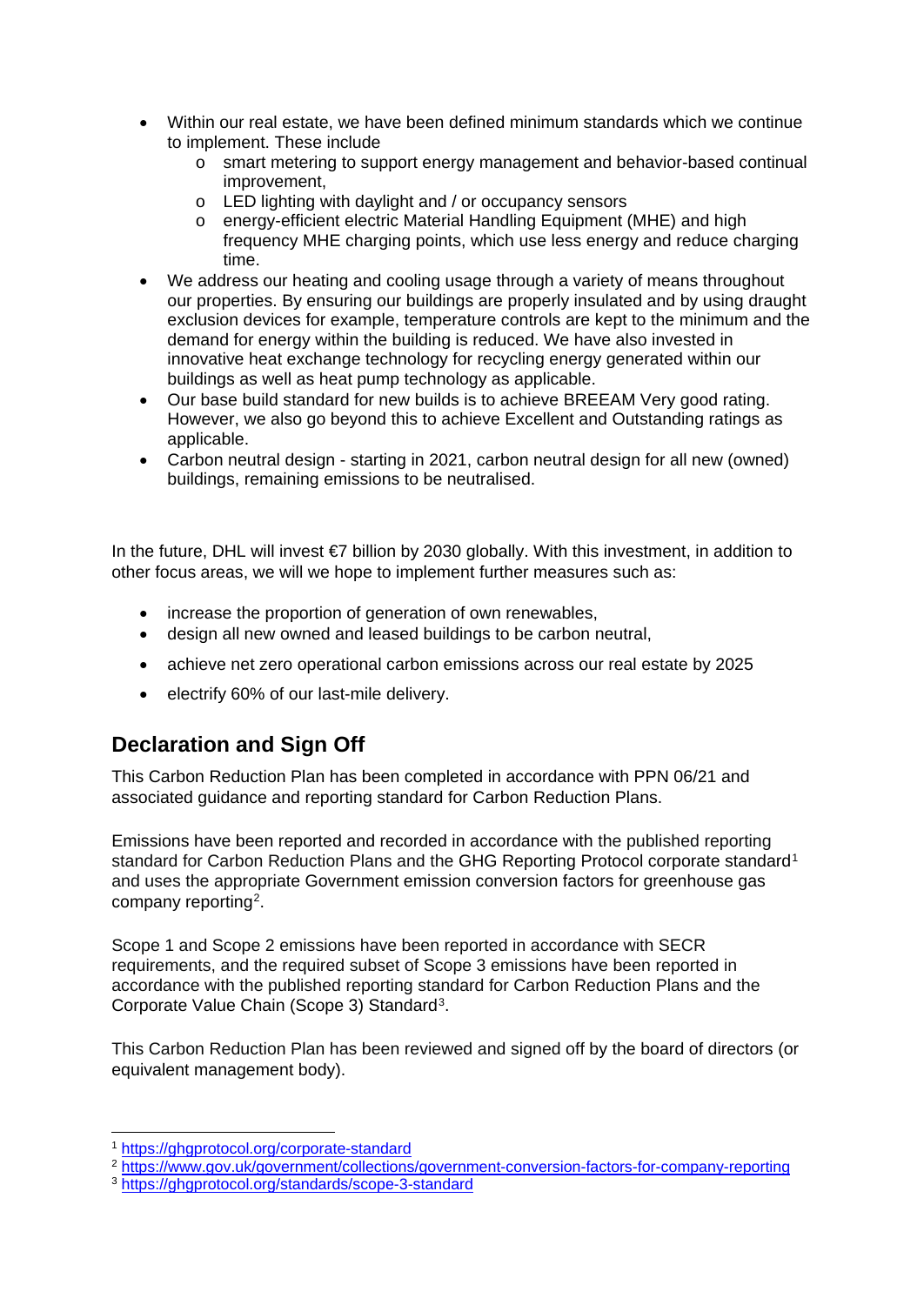- Within our real estate, we have been defined minimum standards which we continue to implement. These include
  - smart metering to support energy management and behavior-based continual improvement,
  - LED lighting with daylight and / or occupancy sensors
  - energy-efficient electric Material Handling Equipment (MHE) and high frequency MHE charging points, which use less energy and reduce charging time.
- We address our heating and cooling usage through a variety of means throughout our properties. By ensuring our buildings are properly insulated and by using draught exclusion devices for example, temperature controls are kept to the minimum and the demand for energy within the building is reduced. We have also invested in innovative heat exchange technology for recycling energy generated within our buildings as well as heat pump technology as applicable.
- Our base build standard for new builds is to achieve BREEAM Very good rating. However, we also go beyond this to achieve Excellent and Outstanding ratings as applicable.
- Carbon neutral design - starting in 2021, carbon neutral design for all new (owned) buildings, remaining emissions to be neutralised.

In the future, DHL will invest €7 billion by 2030 globally. With this investment, in addition to other focus areas, we will we hope to implement further measures such as:

- increase the proportion of generation of own renewables,
- design all new owned and leased buildings to be carbon neutral,
- achieve net zero operational carbon emissions across our real estate by 2025
- electrify 60% of our last-mile delivery.

## Declaration and Sign Off

This Carbon Reduction Plan has been completed in accordance with PPN 06/21 and associated guidance and reporting standard for Carbon Reduction Plans.

Emissions have been reported and recorded in accordance with the published reporting standard for Carbon Reduction Plans and the GHG Reporting Protocol corporate standard[1] and uses the appropriate Government emission conversion factors for greenhouse gas company reporting[2].

Scope 1 and Scope 2 emissions have been reported in accordance with SECR requirements, and the required subset of Scope 3 emissions have been reported in accordance with the published reporting standard for Carbon Reduction Plans and the Corporate Value Chain (Scope 3) Standard[3].

This Carbon Reduction Plan has been reviewed and signed off by the board of directors (or equivalent management body).

---

[1] https://ghgprotocol.org/corporate-standard

[2] https://www.gov.uk/government/collections/government-conversion-factors-for-company-reporting

[3] https://ghgprotocol.org/standards/scope-3-standard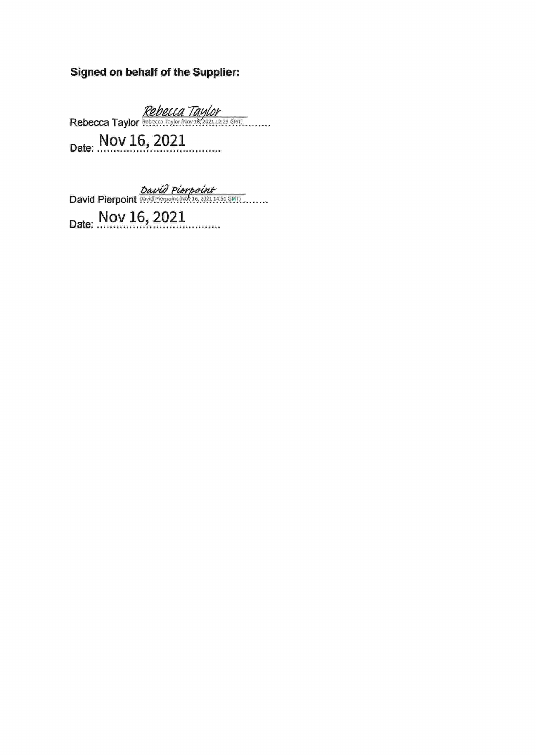**Signed on behalf of the Supplier:**

Rebecca Taylor *Rebecca Taylor* Rebecca Taylor (Nov 16, 2021 12:29 GMT)

Date: Nov 16, 2021

David Pierpoint *David Pierpoint* David Pierpoint (Nov 16, 2021 14:51 GMT)

Date: Nov 16, 2021